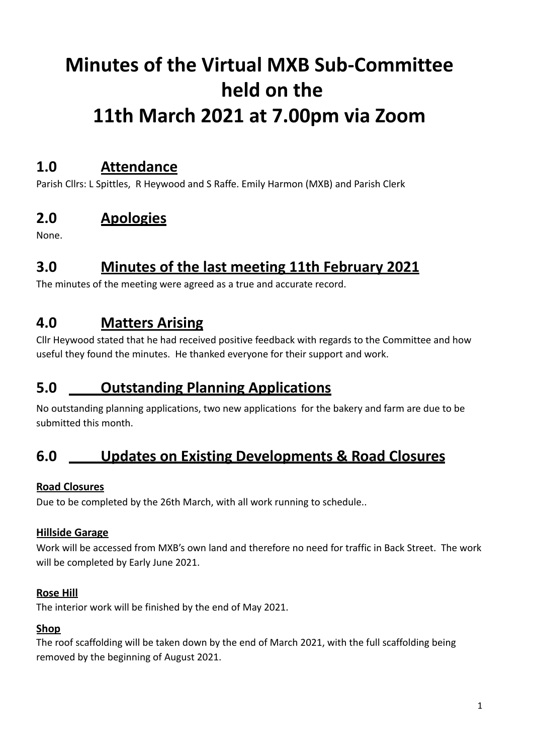# Minutes of the Virtual MXB Sub-Committee held on the 11th March 2021 at 7.00pm via Zoom

## 1.0 Attendance

Parish Cllrs: L Spittles, R Heywood and S Raffe. Emily Harmon (MXB) and Parish Clerk

## 2.0 Apologies

None.

## 3.0 Minutes of the last meeting 11th February 2021

The minutes of the meeting were agreed as a true and accurate record.

## 4.0 Matters Arising

Cllr Heywood stated that he had received positive feedback with regards to the Committee and how useful they found the minutes. He thanked everyone for their support and work.

## 5.0 Outstanding Planning Applications

No outstanding planning applications, two new applications for the bakery and farm are due to be submitted this month.

## 6.0 Updates on Existing Developments & Road Closures

**Road Closures**

Due to be completed by the 26th March, with all work running to schedule..

**Hillside Garage**

Work will be accessed from MXB's own land and therefore no need for traffic in Back Street. The work will be completed by Early June 2021.

**Rose Hill**

The interior work will be finished by the end of May 2021.

**Shop**

The roof scaffolding will be taken down by the end of March 2021, with the full scaffolding being removed by the beginning of August 2021.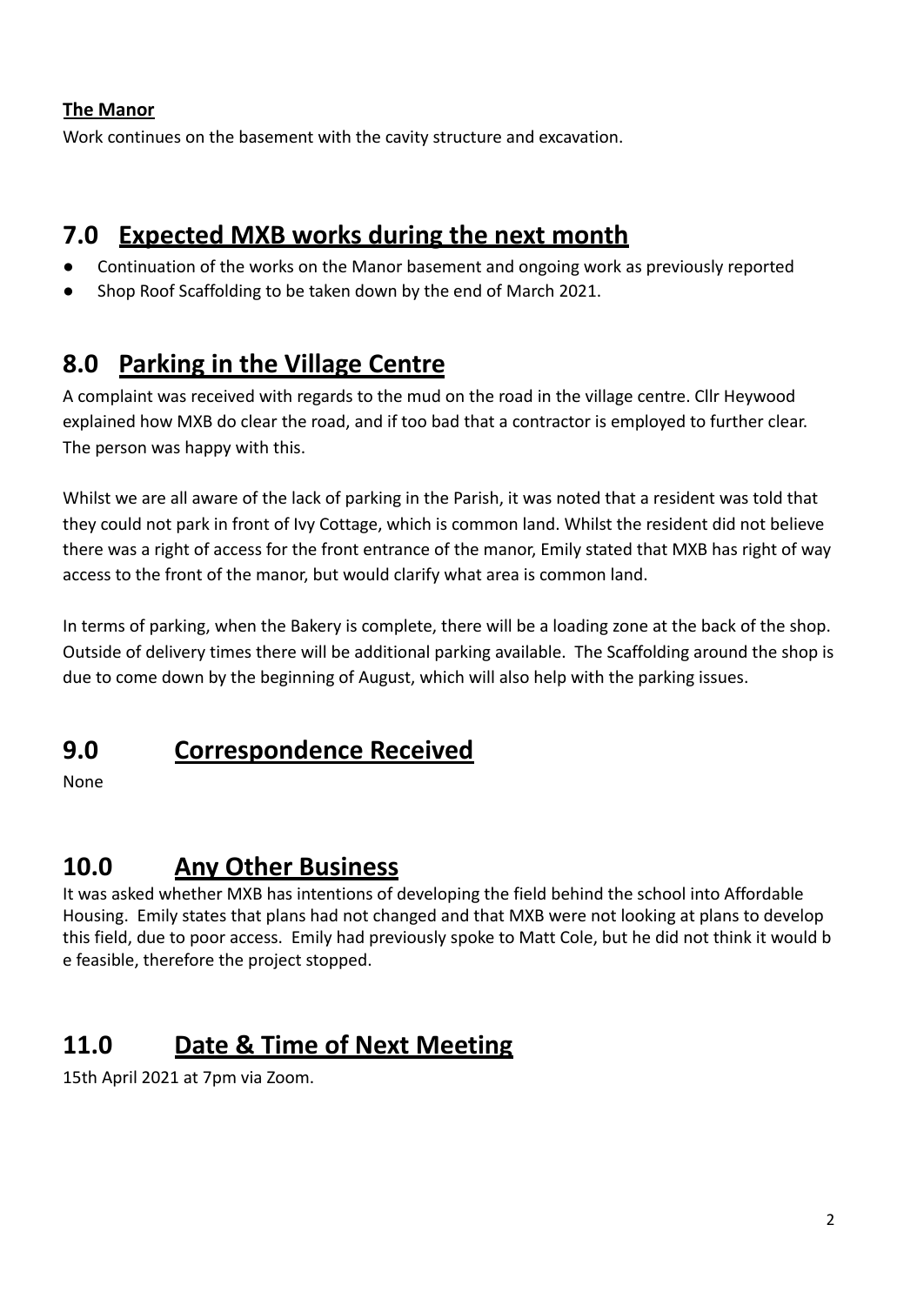**The Manor**

Work continues on the basement with the cavity structure and excavation.

## 7.0 Expected MXB works during the next month

- Continuation of the works on the Manor basement and ongoing work as previously reported
- Shop Roof Scaffolding to be taken down by the end of March 2021.

## 8.0 Parking in the Village Centre

A complaint was received with regards to the mud on the road in the village centre. Cllr Heywood explained how MXB do clear the road, and if too bad that a contractor is employed to further clear. The person was happy with this.

Whilst we are all aware of the lack of parking in the Parish, it was noted that a resident was told that they could not park in front of Ivy Cottage, which is common land. Whilst the resident did not believe there was a right of access for the front entrance of the manor, Emily stated that MXB has right of way access to the front of the manor, but would clarify what area is common land.

In terms of parking, when the Bakery is complete, there will be a loading zone at the back of the shop. Outside of delivery times there will be additional parking available. The Scaffolding around the shop is due to come down by the beginning of August, which will also help with the parking issues.

## 9.0 Correspondence Received

None

## 10.0 Any Other Business

It was asked whether MXB has intentions of developing the field behind the school into Affordable Housing. Emily states that plans had not changed and that MXB were not looking at plans to develop this field, due to poor access. Emily had previously spoke to Matt Cole, but he did not think it would b e feasible, therefore the project stopped.

## 11.0 Date & Time of Next Meeting

15th April 2021 at 7pm via Zoom.